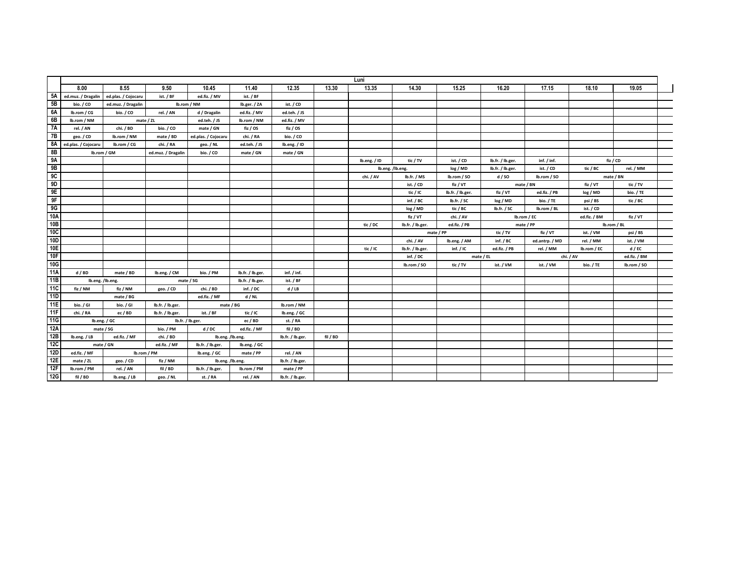| | Luni | | | | | | | | | | | | | |
|---|---|---|---|---|---|---|---|---|---|---|---|---|---|---|
| | 8.00 | 8.55 | 9.50 | 10.45 | 11.40 | 12.35 | 13.30 | 13.35 | 14.30 | 15.25 | 16.20 | 17.15 | 18.10 | 19.05 |
| 5A | ed.muz. / Dragalin | ed.plas. / Cojocaru | ist. / BF | ed.fiz. / MV | ist. / BF | | | | | | | | | |
| 5B | bio. / CO | ed.muz. / Dragalin | lb.rom / NM | | lb.ger. / ZA | ist. / CD | | | | | | | | |
| 6A | lb.rom / CG | bio. / CO | rel. / AN | d / Dragalin | ed.fiz. / MV | ed.teh. / JS | | | | | | | | |
| 6B | lb.rom / NM | mate / ZL | | ed.teh. / JS | lb.rom / NM | ed.fiz. / MV | | | | | | | | |
| 7A | rel. / AN | chi. / BD | bio. / CO | mate / GN | fiz / OS | fiz / OS | | | | | | | | |
| 7B | geo. / CD | lb.rom / NM | mate / BD | ed.plas. / Cojocaru | chi. / RA | bio. / CO | | | | | | | | |
| 8A | ed.plas. / Cojocaru | lb.rom / CG | chi. / RA | geo. / NL | ed.teh. / JS | lb.eng. / ID | | | | | | | | |
| 8B | lb.rom / GM | | ed.muz. / Dragalin | bio. / CO | mate / GN | mate / GN | | | | | | | | |
| 9A | | | | | | | | lb.eng. / ID | tic / TV | ist. / CD | lb.fr. / lb.ger. | inf. / inf. | fiz / CD | |
| 9B | | | | | | | | lb.eng. /lb.eng. | | log / MD | lb.fr. / lb.ger. | ist. / CD | tic / BC | rel. / MM |
| 9C | | | | | | | | chi. / AV | lb.fr. / MS | lb.rom / SO | d / SO | lb.rom / SO | mate / BN | |
| 9D | | | | | | | | | ist. / CD | fiz / VT | mate / BN | | fiz / VT | tic / TV |
| 9E | | | | | | | | | tic / IC | lb.fr. / lb.ger. | fiz / VT | ed.fiz. / PB | log / MD | bio. / TE |
| 9F | | | | | | | | | inf. / BC | lb.fr. / SC | log / MD | bio. / TE | psi / BS | tic / BC |
| 9G | | | | | | | | | log / MD | tic / BC | lb.fr. / SC | lb.rom / BL | ist. / CD | |
| 10A | | | | | | | | | fiz / VT | chi. / AV | lb.rom / EC | | ed.fiz. / BM | fiz / VT |
| 10B | | | | | | | | tic / DC | lb.fr. / lb.ger. | ed.fiz. / PB | mate / PP | | lb.rom / BL | |
| 10C | | | | | | | | | mate / PP | | tic / TV | fiz / VT | ist. / VM | psi / BS |
| 10D | | | | | | | | | chi. / AV | lb.eng. / AM | inf. / BC | ed.antrp. / MD | rel. / MM | ist. / VM |
| 10E | | | | | | | | tic / IC | lb.fr. / lb.ger. | inf. / IC | ed.fiz. / PB | rel. / MM | lb.rom / EC | d / EC |
| 10F | | | | | | | | | inf. / DC | mate / EL | | chi. / AV | | ed.fiz. / BM |
| 10G | | | | | | | | | lb.rom / SO | tic / TV | ist. / VM | ist. / VM | bio. / TE | lb.rom / SO |
| 11A | d / BD | mate / BD | lb.eng. / CM | bio. / PM | lb.fr. / lb.ger. | inf. / inf. | | | | | | | | |
| 11B | lb.eng. /lb.eng. | | mate / SG | | lb.fr. / lb.ger. | ist. / BF | | | | | | | | |
| 11C | fiz / NM | fiz / NM | geo. / CD | chi. / BD | inf. / DC | d / LB | | | | | | | | |
| 11D | mate / BG | | | ed.fiz. / MF | d / NL | | | | | | | | | |
| 11E | bio. / GI | bio. / GI | lb.fr. / lb.ger. | mate / BG | | lb.rom / NM | | | | | | | | |
| 11F | chi. / RA | ec / BD | lb.fr. / lb.ger. | ist. / BF | tic / IC | lb.eng. / GC | | | | | | | | |
| 11G | lb.eng. / GC | | lb.fr. / lb.ger. | | ec / BD | st. / RA | | | | | | | | |
| 12A | mate / SG | | bio. / PM | d / DC | ed.fiz. / MF | fil / BD | | | | | | | | |
| 12B | lb.eng. / LB | ed.fiz. / MF | chi. / BD | lb.eng. /lb.eng. | | lb.fr. / lb.ger. | fil / BD | | | | | | | |
| 12C | mate / GN | | ed.fiz. / MF | lb.fr. / lb.ger. | lb.eng. / GC | | | | | | | | | |
| 12D | ed.fiz. / MF | lb.rom / PM | | lb.eng. / GC | mate / PP | rel. / AN | | | | | | | | |
| 12E | mate / ZL | geo. / CD | fiz / NM | lb.eng. /lb.eng. | | lb.fr. / lb.ger. | | | | | | | | |
| 12F | lb.rom / PM | rel. / AN | fil / BD | lb.fr. / lb.ger. | lb.rom / PM | mate / PP | | | | | | | | |
| 12G | fil / BD | lb.eng. / LB | geo. / NL | st. / RA | rel. / AN | lb.fr. / lb.ger. | | | | | | | | |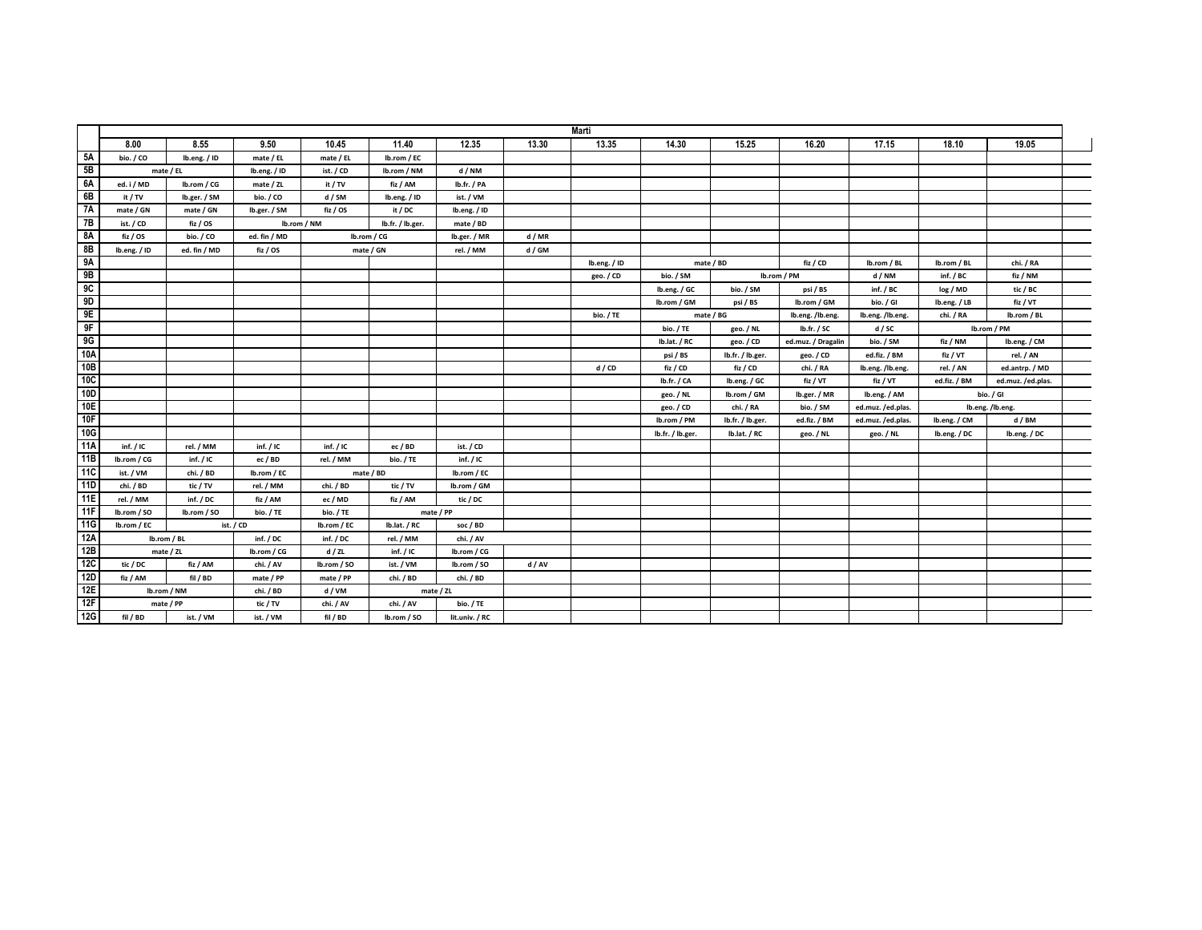| | Marti | | | | | | | | | | | | | |
|---|---|---|---|---|---|---|---|---|---|---|---|---|---|---|
| | 8.00 | 8.55 | 9.50 | 10.45 | 11.40 | 12.35 | 13.30 | 13.35 | 14.30 | 15.25 | 16.20 | 17.15 | 18.10 | 19.05 |
| 5A | bio. / CO | lb.eng. / ID | mate / EL | mate / EL | lb.rom / EC | | | | | | | | | |
| 5B | mate / EL | | lb.eng. / ID | ist. / CD | lb.rom / NM | d / NM | | | | | | | | |
| 6A | ed. i / MD | lb.rom / CG | mate / ZL | it / TV | fiz / AM | lb.fr. / PA | | | | | | | | |
| 6B | it / TV | lb.ger. / SM | bio. / CO | d / SM | lb.eng. / ID | ist. / VM | | | | | | | | |
| 7A | mate / GN | mate / GN | lb.ger. / SM | fiz / OS | it / DC | lb.eng. / ID | | | | | | | | |
| 7B | ist. / CD | fiz / OS | lb.rom / NM | | lb.fr. / lb.ger. | mate / BD | | | | | | | | |
| 8A | fiz / OS | bio. / CO | ed. fin / MD | lb.rom / CG | | lb.ger. / MR | d / MR | | | | | | | |
| 8B | lb.eng. / ID | ed. fin / MD | fiz / OS | mate / GN | | rel. / MM | d / GM | | | | | | | |
| 9A | | | | | | | | lb.eng. / ID | mate / BD | | fiz / CD | lb.rom / BL | lb.rom / BL | chi. / RA |
| 9B | | | | | | | | geo. / CD | bio. / SM | lb.rom / PM | | d / NM | inf. / BC | fiz / NM |
| 9C | | | | | | | | | lb.eng. / GC | bio. / SM | psi / BS | inf. / BC | log / MD | tic / BC |
| 9D | | | | | | | | | lb.rom / GM | psi / BS | lb.rom / GM | bio. / GI | lb.eng. / LB | fiz / VT |
| 9E | | | | | | | | bio. / TE | mate / BG | | lb.eng. /lb.eng. | lb.eng. /lb.eng. | chi. / RA | lb.rom / BL |
| 9F | | | | | | | | | bio. / TE | geo. / NL | lb.fr. / SC | d / SC | lb.rom / PM | |
| 9G | | | | | | | | | lb.lat. / RC | geo. / CD | ed.muz. / Dragalin | bio. / SM | fiz / NM | lb.eng. / CM |
| 10A | | | | | | | | | psi / BS | lb.fr. / lb.ger. | geo. / CD | ed.fiz. / BM | fiz / VT | rel. / AN |
| 10B | | | | | | | | d / CD | fiz / CD | fiz / CD | chi. / RA | lb.eng. /lb.eng. | rel. / AN | ed.antrp. / MD |
| 10C | | | | | | | | | lb.fr. / CA | lb.eng. / GC | fiz / VT | fiz / VT | ed.fiz. / BM | ed.muz. /ed.plas. |
| 10D | | | | | | | | | geo. / NL | lb.rom / GM | lb.ger. / MR | lb.eng. / AM | bio. / GI | |
| 10E | | | | | | | | | geo. / CD | chi. / RA | bio. / SM | ed.muz. /ed.plas. | lb.eng. /lb.eng. | |
| 10F | | | | | | | | | lb.rom / PM | lb.fr. / lb.ger. | ed.fiz. / BM | ed.muz. /ed.plas. | lb.eng. / CM | d / BM |
| 10G | | | | | | | | | lb.fr. / lb.ger. | lb.lat. / RC | geo. / NL | geo. / NL | lb.eng. / DC | lb.eng. / DC |
| 11A | inf. / IC | rel. / MM | inf. / IC | inf. / IC | ec / BD | ist. / CD | | | | | | | | |
| 11B | lb.rom / CG | inf. / IC | ec / BD | rel. / MM | bio. / TE | inf. / IC | | | | | | | | |
| 11C | ist. / VM | chi. / BD | lb.rom / EC | mate / BD | | lb.rom / EC | | | | | | | | |
| 11D | chi. / BD | tic / TV | rel. / MM | chi. / BD | tic / TV | lb.rom / GM | | | | | | | | |
| 11E | rel. / MM | inf. / DC | fiz / AM | ec / MD | fiz / AM | tic / DC | | | | | | | | |
| 11F | lb.rom / SO | lb.rom / SO | bio. / TE | bio. / TE | mate / PP | | | | | | | | | |
| 11G | lb.rom / EC | ist. / CD | | lb.rom / EC | lb.lat. / RC | soc / BD | | | | | | | | |
| 12A | lb.rom / BL | | inf. / DC | inf. / DC | rel. / MM | chi. / AV | | | | | | | | |
| 12B | mate / ZL | | lb.rom / CG | d / ZL | inf. / IC | lb.rom / CG | | | | | | | | |
| 12C | tic / DC | fiz / AM | chi. / AV | lb.rom / SO | ist. / VM | lb.rom / SO | d / AV | | | | | | | |
| 12D | fiz / AM | fil / BD | mate / PP | mate / PP | chi. / BD | chi. / BD | | | | | | | | |
| 12E | lb.rom / NM | | chi. / BD | d / VM | mate / ZL | | | | | | | | | |
| 12F | mate / PP | | tic / TV | chi. / AV | chi. / AV | bio. / TE | | | | | | | | |
| 12G | fil / BD | ist. / VM | ist. / VM | fil / BD | lb.rom / SO | lit.univ. / RC | | | | | | | | |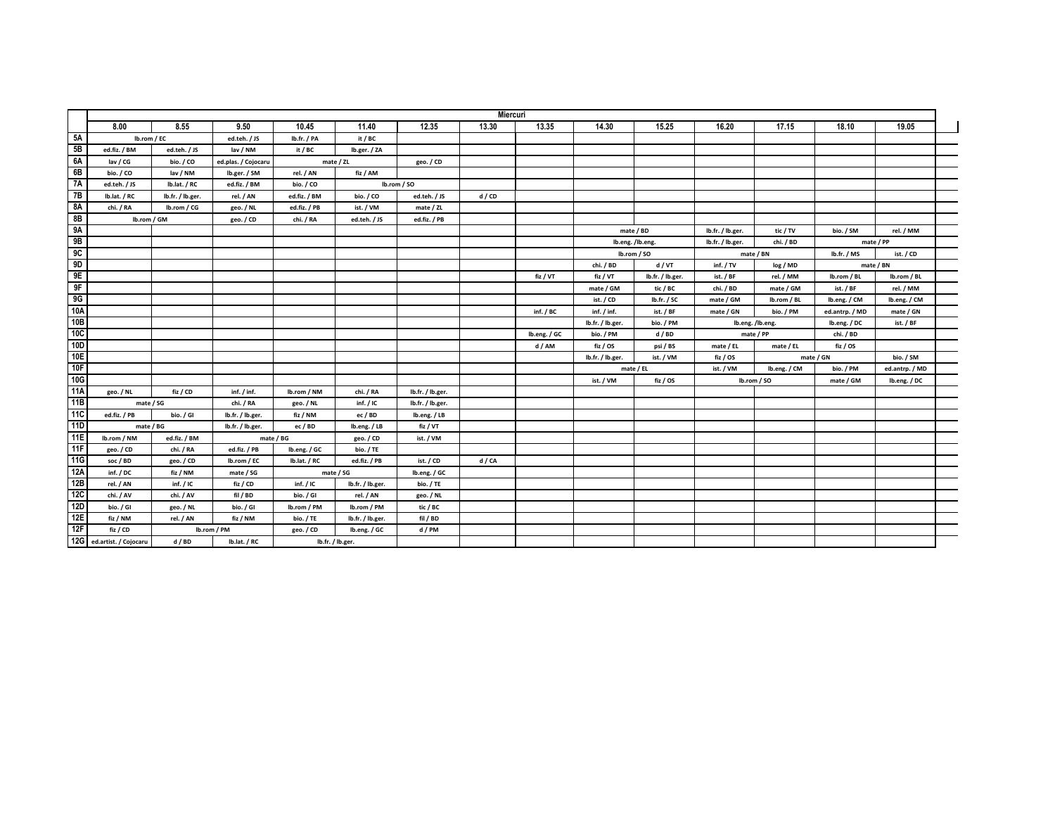| | Miercuri | | | | | | | | | | | | | |
|---|---|---|---|---|---|---|---|---|---|---|---|---|---|---|
| | 8.00 | 8.55 | 9.50 | 10.45 | 11.40 | 12.35 | 13.30 | 13.35 | 14.30 | 15.25 | 16.20 | 17.15 | 18.10 | 19.05 |
| 5A | lb.rom / EC | | ed.teh. / JS | lb.fr. / PA | it / BC | | | | | | | | | |
| 5B | ed.fiz. / BM | ed.teh. / JS | lav / NM | it / BC | lb.ger. / ZA | | | | | | | | | |
| 6A | lav / CG | bio. / CO | ed.plas. / Cojocaru | mate / ZL | | geo. / CD | | | | | | | | |
| 6B | bio. / CO | lav / NM | lb.ger. / SM | rel. / AN | fiz / AM | | | | | | | | | |
| 7A | ed.teh. / JS | lb.lat. / RC | ed.fiz. / BM | bio. / CO | lb.rom / SO | | | | | | | | | |
| 7B | lb.lat. / RC | lb.fr. / lb.ger. | rel. / AN | ed.fiz. / BM | bio. / CO | ed.teh. / JS | d / CD | | | | | | | |
| 8A | chi. / RA | lb.rom / CG | geo. / NL | ed.fiz. / PB | ist. / VM | mate / ZL | | | | | | | | |
| 8B | lb.rom / GM | | geo. / CD | chi. / RA | ed.teh. / JS | ed.fiz. / PB | | | | | | | | |
| 9A | | | | | | | | | mate / BD | | lb.fr. / lb.ger. | tic / TV | bio. / SM | rel. / MM |
| 9B | | | | | | | | | lb.eng. /lb.eng. | | lb.fr. / lb.ger. | chi. / BD | mate / PP | |
| 9C | | | | | | | | | lb.rom / SO | | mate / BN | | lb.fr. / MS | ist. / CD |
| 9D | | | | | | | | | chi. / BD | d / VT | inf. / TV | log / MD | mate / BN | |
| 9E | | | | | | | | fiz / VT | fiz / VT | lb.fr. / lb.ger. | ist. / BF | rel. / MM | lb.rom / BL | lb.rom / BL |
| 9F | | | | | | | | | mate / GM | tic / BC | chi. / BD | mate / GM | ist. / BF | rel. / MM |
| 9G | | | | | | | | | ist. / CD | lb.fr. / SC | mate / GM | lb.rom / BL | lb.eng. / CM | lb.eng. / CM |
| 10A | | | | | | | | inf. / BC | inf. / inf. | ist. / BF | mate / GN | bio. / PM | ed.antrp. / MD | mate / GN |
| 10B | | | | | | | | | lb.fr. / lb.ger. | bio. / PM | lb.eng. /lb.eng. | | lb.eng. / DC | ist. / BF |
| 10C | | | | | | | | lb.eng. / GC | bio. / PM | d / BD | mate / PP | | chi. / BD | |
| 10D | | | | | | | | d / AM | fiz / OS | psi / BS | mate / EL | mate / EL | fiz / OS | |
| 10E | | | | | | | | | lb.fr. / lb.ger. | ist. / VM | fiz / OS | mate / GN | | bio. / SM |
| 10F | | | | | | | | | mate / EL | | ist. / VM | lb.eng. / CM | bio. / PM | ed.antrp. / MD |
| 10G | | | | | | | | | ist. / VM | fiz / OS | lb.rom / SO | | mate / GM | lb.eng. / DC |
| 11A | geo. / NL | fiz / CD | inf. / inf. | lb.rom / NM | chi. / RA | lb.fr. / lb.ger. | | | | | | | | |
| 11B | mate / SG | | chi. / RA | geo. / NL | inf. / IC | lb.fr. / lb.ger. | | | | | | | | |
| 11C | ed.fiz. / PB | bio. / GI | lb.fr. / lb.ger. | fiz / NM | ec / BD | lb.eng. / LB | | | | | | | | |
| 11D | mate / BG | | lb.fr. / lb.ger. | ec / BD | lb.eng. / LB | fiz / VT | | | | | | | | |
| 11E | lb.rom / NM | ed.fiz. / BM | mate / BG | | geo. / CD | ist. / VM | | | | | | | | |
| 11F | geo. / CD | chi. / RA | ed.fiz. / PB | lb.eng. / GC | bio. / TE | | | | | | | | | |
| 11G | soc / BD | geo. / CD | lb.rom / EC | lb.lat. / RC | ed.fiz. / PB | ist. / CD | d / CA | | | | | | | |
| 12A | inf. / DC | fiz / NM | mate / SG | mate / SG | | lb.eng. / GC | | | | | | | | |
| 12B | rel. / AN | inf. / IC | fiz / CD | inf. / IC | lb.fr. / lb.ger. | bio. / TE | | | | | | | | |
| 12C | chi. / AV | chi. / AV | fil / BD | bio. / GI | rel. / AN | geo. / NL | | | | | | | | |
| 12D | bio. / GI | geo. / NL | bio. / GI | lb.rom / PM | lb.rom / PM | tic / BC | | | | | | | | |
| 12E | fiz / NM | rel. / AN | fiz / NM | bio. / TE | lb.fr. / lb.ger. | fil / BD | | | | | | | | |
| 12F | fiz / CD | lb.rom / PM | | geo. / CD | lb.eng. / GC | d / PM | | | | | | | | |
| 12G | ed.artist. / Cojocaru | d / BD | lb.lat. / RC | lb.fr. / lb.ger. | | | | | | | | | | |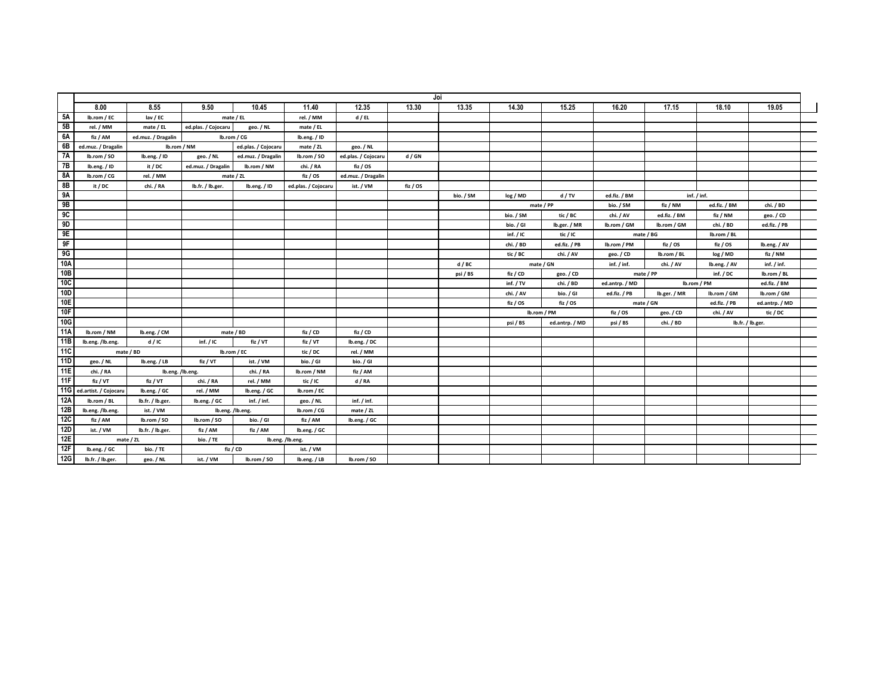| | Joi | | | | | | | | | | | | | |
|---|---|---|---|---|---|---|---|---|---|---|---|---|---|---|
| | 8.00 | 8.55 | 9.50 | 10.45 | 11.40 | 12.35 | 13.30 | 13.35 | 14.30 | 15.25 | 16.20 | 17.15 | 18.10 | 19.05 |
| 5A | lb.rom / EC | lav / EC | mate / EL | | rel. / MM | d / EL | | | | | | | | |
| 5B | rel. / MM | mate / EL | ed.plas. / Cojocaru | geo. / NL | mate / EL | | | | | | | | | |
| 6A | fiz / AM | ed.muz. / Dragalin | lb.rom / CG | | lb.eng. / ID | | | | | | | | | |
| 6B | ed.muz. / Dragalin | lb.rom / NM | | ed.plas. / Cojocaru | mate / ZL | geo. / NL | | | | | | | | |
| 7A | lb.rom / SO | lb.eng. / ID | geo. / NL | ed.muz. / Dragalin | lb.rom / SO | ed.plas. / Cojocaru | d / GN | | | | | | | |
| 7B | lb.eng. / ID | it / DC | ed.muz. / Dragalin | lb.rom / NM | chi. / RA | fiz / OS | | | | | | | | |
| 8A | lb.rom / CG | rel. / MM | mate / ZL | | fiz / OS | ed.muz. / Dragalin | | | | | | | | |
| 8B | it / DC | chi. / RA | lb.fr. / lb.ger. | lb.eng. / ID | ed.plas. / Cojocaru | ist. / VM | fiz / OS | | | | | | | |
| 9A | | | | | | | | bio. / SM | log / MD | d / TV | ed.fiz. / BM | inf. / inf. | | |
| 9B | | | | | | | | | mate / PP | | bio. / SM | fiz / NM | ed.fiz. / BM | chi. / BD |
| 9C | | | | | | | | | bio. / SM | tic / BC | chi. / AV | ed.fiz. / BM | fiz / NM | geo. / CD |
| 9D | | | | | | | | | bio. / GI | lb.ger. / MR | lb.rom / GM | lb.rom / GM | chi. / BD | ed.fiz. / PB |
| 9E | | | | | | | | | inf. / IC | tic / IC | mate / BG | | lb.rom / BL | |
| 9F | | | | | | | | | chi. / BD | ed.fiz. / PB | lb.rom / PM | fiz / OS | fiz / OS | lb.eng. / AV |
| 9G | | | | | | | | | tic / BC | chi. / AV | geo. / CD | lb.rom / BL | log / MD | fiz / NM |
| 10A | | | | | | | | d / BC | mate / GN | | inf. / inf. | chi. / AV | lb.eng. / AV | inf. / inf. |
| 10B | | | | | | | | psi / BS | fiz / CD | geo. / CD | mate / PP | | inf. / DC | lb.rom / BL |
| 10C | | | | | | | | | inf. / TV | chi. / BD | ed.antrp. / MD | lb.rom / PM | | ed.fiz. / BM |
| 10D | | | | | | | | | chi. / AV | bio. / GI | ed.fiz. / PB | lb.ger. / MR | lb.rom / GM | lb.rom / GM |
| 10E | | | | | | | | | fiz / OS | fiz / OS | mate / GN | | ed.fiz. / PB | ed.antrp. / MD |
| 10F | | | | | | | | | lb.rom / PM | | fiz / OS | geo. / CD | chi. / AV | tic / DC |
| 10G | | | | | | | | | psi / BS | ed.antrp. / MD | psi / BS | chi. / BD | lb.fr. / lb.ger. | |
| 11A | lb.rom / NM | lb.eng. / CM | mate / BD | | fiz / CD | fiz / CD | | | | | | | | |
| 11B | lb.eng. /lb.eng. | d / IC | inf. / IC | fiz / VT | fiz / VT | lb.eng. / DC | | | | | | | | |
| 11C | mate / BD | | lb.rom / EC | | tic / DC | rel. / MM | | | | | | | | |
| 11D | geo. / NL | lb.eng. / LB | fiz / VT | ist. / VM | bio. / GI | bio. / GI | | | | | | | | |
| 11E | chi. / RA | lb.eng. /lb.eng. | | chi. / RA | lb.rom / NM | fiz / AM | | | | | | | | |
| 11F | fiz / VT | fiz / VT | chi. / RA | rel. / MM | tic / IC | d / RA | | | | | | | | |
| 11G | ed.artist. / Cojocaru | lb.eng. / GC | rel. / MM | lb.eng. / GC | lb.rom / EC | | | | | | | | | |
| 12A | lb.rom / BL | lb.fr. / lb.ger. | lb.eng. / GC | inf. / inf. | geo. / NL | inf. / inf. | | | | | | | | |
| 12B | lb.eng. /lb.eng. | ist. / VM | lb.eng. /lb.eng. | | lb.rom / CG | mate / ZL | | | | | | | | |
| 12C | fiz / AM | lb.rom / SO | lb.rom / SO | bio. / GI | fiz / AM | lb.eng. / GC | | | | | | | | |
| 12D | ist. / VM | lb.fr. / lb.ger. | fiz / AM | fiz / AM | lb.eng. / GC | | | | | | | | | |
| 12E | mate / ZL | | bio. / TE | lb.eng. /lb.eng. | | | | | | | | | | |
| 12F | lb.eng. / GC | bio. / TE | fiz / CD | | ist. / VM | | | | | | | | | |
| 12G | lb.fr. / lb.ger. | geo. / NL | ist. / VM | lb.rom / SO | lb.eng. / LB | lb.rom / SO | | | | | | | | |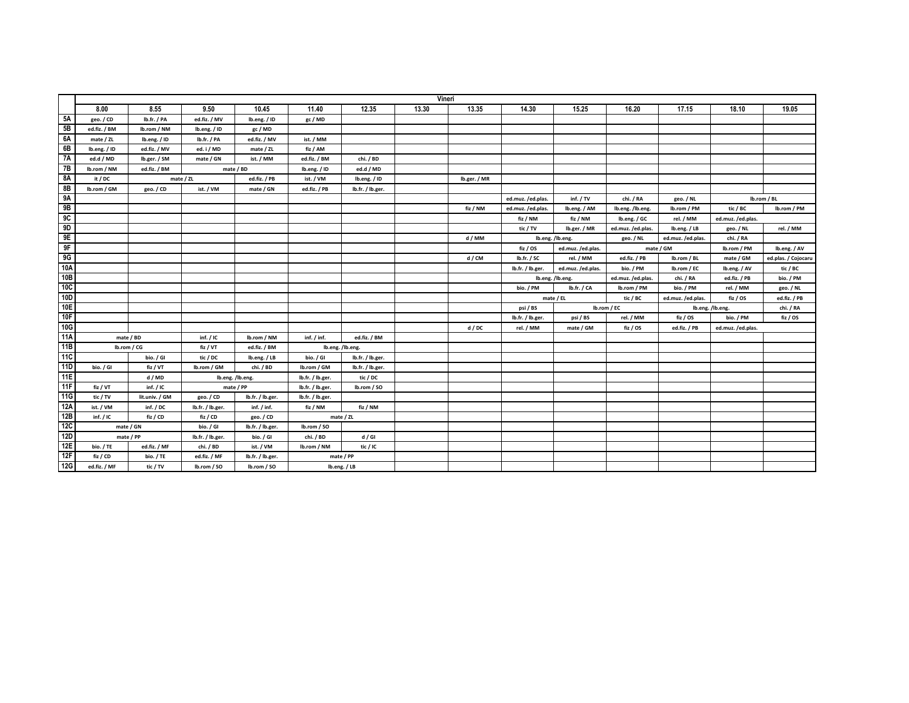| | Vineri | | | | | | | | | | | | | |
|---|---|---|---|---|---|---|---|---|---|---|---|---|---|---|
| | 8.00 | 8.55 | 9.50 | 10.45 | 11.40 | 12.35 | 13.30 | 13.35 | 14.30 | 15.25 | 16.20 | 17.15 | 18.10 | 19.05 |
| 5A | geo. / CD | lb.fr. / PA | ed.fiz. / MV | lb.eng. / ID | gc / MD | | | | | | | | | |
| 5B | ed.fiz. / BM | lb.rom / NM | lb.eng. / ID | gc / MD | | | | | | | | | | |
| 6A | mate / ZL | lb.eng. / ID | lb.fr. / PA | ed.fiz. / MV | ist. / MM | | | | | | | | | |
| 6B | lb.eng. / ID | ed.fiz. / MV | ed. i / MD | mate / ZL | fiz / AM | | | | | | | | | |
| 7A | ed.d / MD | lb.ger. / SM | mate / GN | ist. / MM | ed.fiz. / BM | chi. / BD | | | | | | | | |
| 7B | lb.rom / NM | ed.fiz. / BM | mate / BD | | lb.eng. / ID | ed.d / MD | | | | | | | | |
| 8A | it / DC | mate / ZL | | ed.fiz. / PB | ist. / VM | lb.eng. / ID | | lb.ger. / MR | | | | | | |
| 8B | lb.rom / GM | geo. / CD | ist. / VM | mate / GN | ed.fiz. / PB | lb.fr. / lb.ger. | | | | | | | | |
| 9A | | | | | | | | | ed.muz. /ed.plas. | inf. / TV | chi. / RA | geo. / NL | lb.rom / BL | |
| 9B | | | | | | | | fiz / NM | ed.muz. /ed.plas. | lb.eng. / AM | lb.eng. /lb.eng. | lb.rom / PM | tic / BC | lb.rom / PM |
| 9C | | | | | | | | | fiz / NM | fiz / NM | lb.eng. / GC | rel. / MM | ed.muz. /ed.plas. | |
| 9D | | | | | | | | | tic / TV | lb.ger. / MR | ed.muz. /ed.plas. | lb.eng. / LB | geo. / NL | rel. / MM |
| 9E | | | | | | | | d / MM | lb.eng. /lb.eng. | | geo. / NL | ed.muz. /ed.plas. | chi. / RA | |
| 9F | | | | | | | | | fiz / OS | ed.muz. /ed.plas. | mate / GM | | lb.rom / PM | lb.eng. / AV |
| 9G | | | | | | | | d / CM | lb.fr. / SC | rel. / MM | ed.fiz. / PB | lb.rom / BL | mate / GM | ed.plas. / Cojocaru |
| 10A | | | | | | | | | lb.fr. / lb.ger. | ed.muz. /ed.plas. | bio. / PM | lb.rom / EC | lb.eng. / AV | tic / BC |
| 10B | | | | | | | | | lb.eng. /lb.eng. | | ed.muz. /ed.plas. | chi. / RA | ed.fiz. / PB | bio. / PM |
| 10C | | | | | | | | | bio. / PM | lb.fr. / CA | lb.rom / PM | bio. / PM | rel. / MM | geo. / NL |
| 10D | | | | | | | | | mate / EL | | tic / BC | ed.muz. /ed.plas. | fiz / OS | ed.fiz. / PB |
| 10E | | | | | | | | | psi / BS | lb.rom / EC | | lb.eng. /lb.eng. | | chi. / RA |
| 10F | | | | | | | | | lb.fr. / lb.ger. | psi / BS | rel. / MM | fiz / OS | bio. / PM | fiz / OS |
| 10G | | | | | | | | d / DC | rel. / MM | mate / GM | fiz / OS | ed.fiz. / PB | ed.muz. /ed.plas. | |
| 11A | mate / BD | | inf. / IC | lb.rom / NM | inf. / inf. | ed.fiz. / BM | | | | | | | | |
| 11B | lb.rom / CG | | fiz / VT | ed.fiz. / BM | lb.eng. /lb.eng. | | | | | | | | | |
| 11C | | bio. / GI | tic / DC | lb.eng. / LB | bio. / GI | lb.fr. / lb.ger. | | | | | | | | |
| 11D | bio. / GI | fiz / VT | lb.rom / GM | chi. / BD | lb.rom / GM | lb.fr. / lb.ger. | | | | | | | | |
| 11E | | d / MD | lb.eng. /lb.eng. | | lb.fr. / lb.ger. | tic / DC | | | | | | | | |
| 11F | fiz / VT | inf. / IC | mate / PP | | lb.fr. / lb.ger. | lb.rom / SO | | | | | | | | |
| 11G | tic / TV | lit.univ. / GM | geo. / CD | lb.fr. / lb.ger. | lb.fr. / lb.ger. | | | | | | | | | |
| 12A | ist. / VM | inf. / DC | lb.fr. / lb.ger. | inf. / inf. | fiz / NM | fiz / NM | | | | | | | | |
| 12B | inf. / IC | fiz / CD | fiz / CD | geo. / CD | mate / ZL | | | | | | | | | |
| 12C | mate / GN | | bio. / GI | lb.fr. / lb.ger. | lb.rom / SO | | | | | | | | | |
| 12D | mate / PP | | lb.fr. / lb.ger. | bio. / GI | chi. / BD | d / GI | | | | | | | | |
| 12E | bio. / TE | ed.fiz. / MF | chi. / BD | ist. / VM | lb.rom / NM | tic / IC | | | | | | | | |
| 12F | fiz / CD | bio. / TE | ed.fiz. / MF | lb.fr. / lb.ger. | mate / PP | | | | | | | | | |
| 12G | ed.fiz. / MF | tic / TV | lb.rom / SO | lb.rom / SO | lb.eng. / LB | | | | | | | | | |